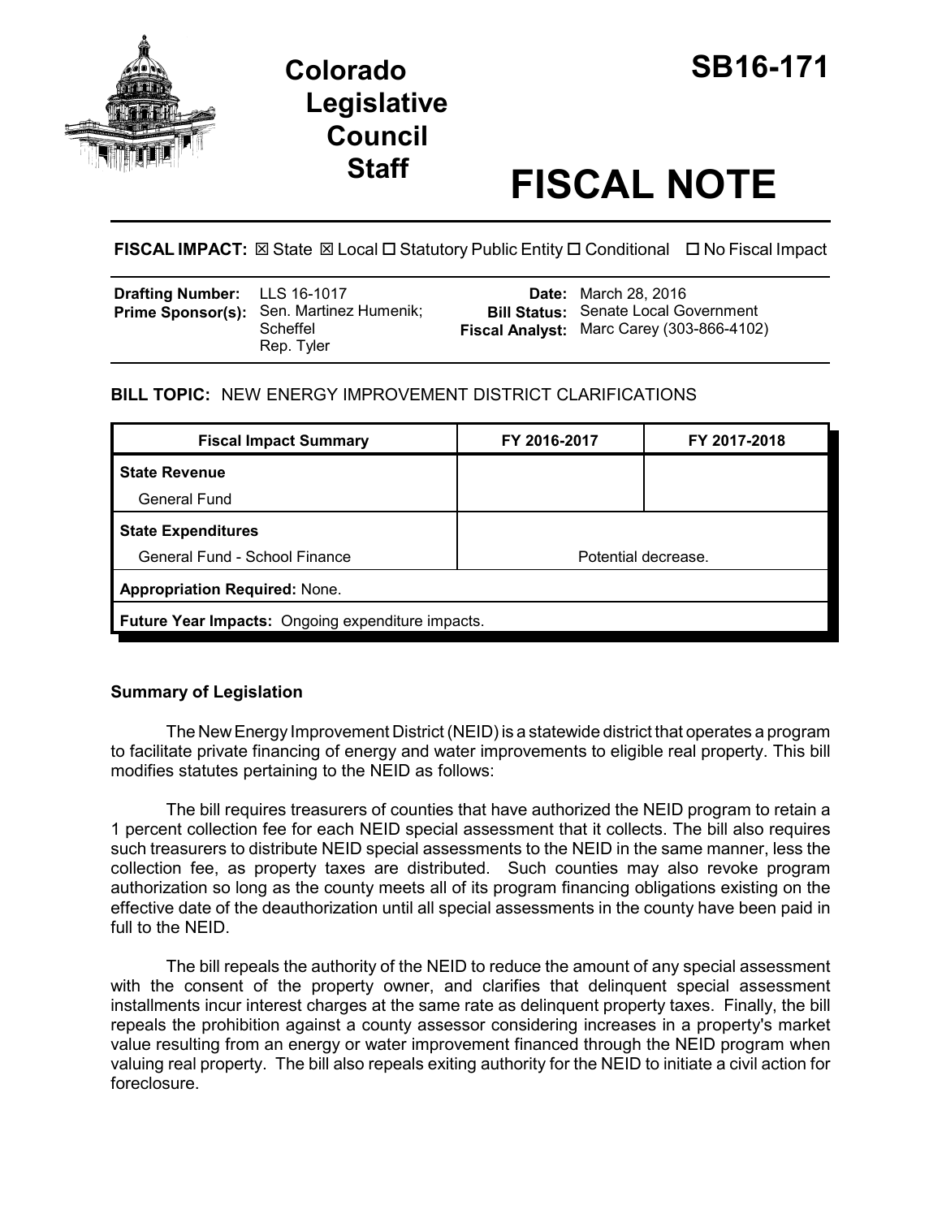# Colorado Legislative Council Staff

# SB16-171

# FISCAL NOTE

**FISCAL IMPACT:** ☒ State ☒ Local ☐ Statutory Public Entity ☐ Conditional ☐ No Fiscal Impact

| | | | |
|---|---|---|---|
| **Drafting Number:** | LLS 16-1017 | **Date:** | March 28, 2016 |
| **Prime Sponsor(s):** | Sen. Martinez Humenik; Scheffel<br>Rep. Tyler | **Bill Status:** | Senate Local Government |
| | | **Fiscal Analyst:** | Marc Carey (303-866-4102) |

**BILL TOPIC:** NEW ENERGY IMPROVEMENT DISTRICT CLARIFICATIONS

| Fiscal Impact Summary | FY 2016-2017 | FY 2017-2018 |
|---|---|---|
| **State Revenue** | | |
| General Fund | | |
| **State Expenditures** | | |
| General Fund - School Finance | Potential decrease. | |
| **Appropriation Required:** None. | | |
| **Future Year Impacts:** Ongoing expenditure impacts. | | |

## Summary of Legislation

The New Energy Improvement District (NEID) is a statewide district that operates a program to facilitate private financing of energy and water improvements to eligible real property. This bill modifies statutes pertaining to the NEID as follows:

The bill requires treasurers of counties that have authorized the NEID program to retain a 1 percent collection fee for each NEID special assessment that it collects. The bill also requires such treasurers to distribute NEID special assessments to the NEID in the same manner, less the collection fee, as property taxes are distributed. Such counties may also revoke program authorization so long as the county meets all of its program financing obligations existing on the effective date of the deauthorization until all special assessments in the county have been paid in full to the NEID.

The bill repeals the authority of the NEID to reduce the amount of any special assessment with the consent of the property owner, and clarifies that delinquent special assessment installments incur interest charges at the same rate as delinquent property taxes. Finally, the bill repeals the prohibition against a county assessor considering increases in a property's market value resulting from an energy or water improvement financed through the NEID program when valuing real property. The bill also repeals exiting authority for the NEID to initiate a civil action for foreclosure.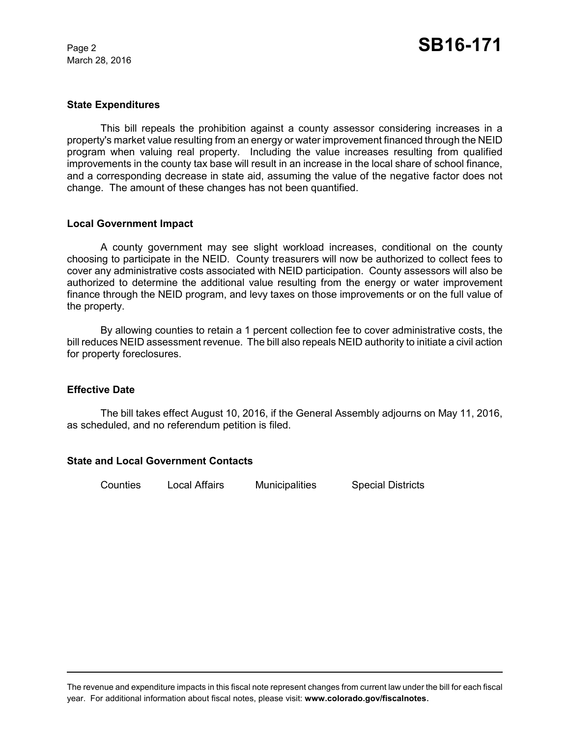### State Expenditures

This bill repeals the prohibition against a county assessor considering increases in a property's market value resulting from an energy or water improvement financed through the NEID program when valuing real property. Including the value increases resulting from qualified improvements in the county tax base will result in an increase in the local share of school finance, and a corresponding decrease in state aid, assuming the value of the negative factor does not change. The amount of these changes has not been quantified.

### Local Government Impact

A county government may see slight workload increases, conditional on the county choosing to participate in the NEID. County treasurers will now be authorized to collect fees to cover any administrative costs associated with NEID participation. County assessors will also be authorized to determine the additional value resulting from the energy or water improvement finance through the NEID program, and levy taxes on those improvements or on the full value of the property.

By allowing counties to retain a 1 percent collection fee to cover administrative costs, the bill reduces NEID assessment revenue. The bill also repeals NEID authority to initiate a civil action for property foreclosures.

### Effective Date

The bill takes effect August 10, 2016, if the General Assembly adjourns on May 11, 2016, as scheduled, and no referendum petition is filed.

### State and Local Government Contacts

Counties Local Affairs Municipalities Special Districts

The revenue and expenditure impacts in this fiscal note represent changes from current law under the bill for each fiscal year. For additional information about fiscal notes, please visit: **www.colorado.gov/fiscalnotes.**